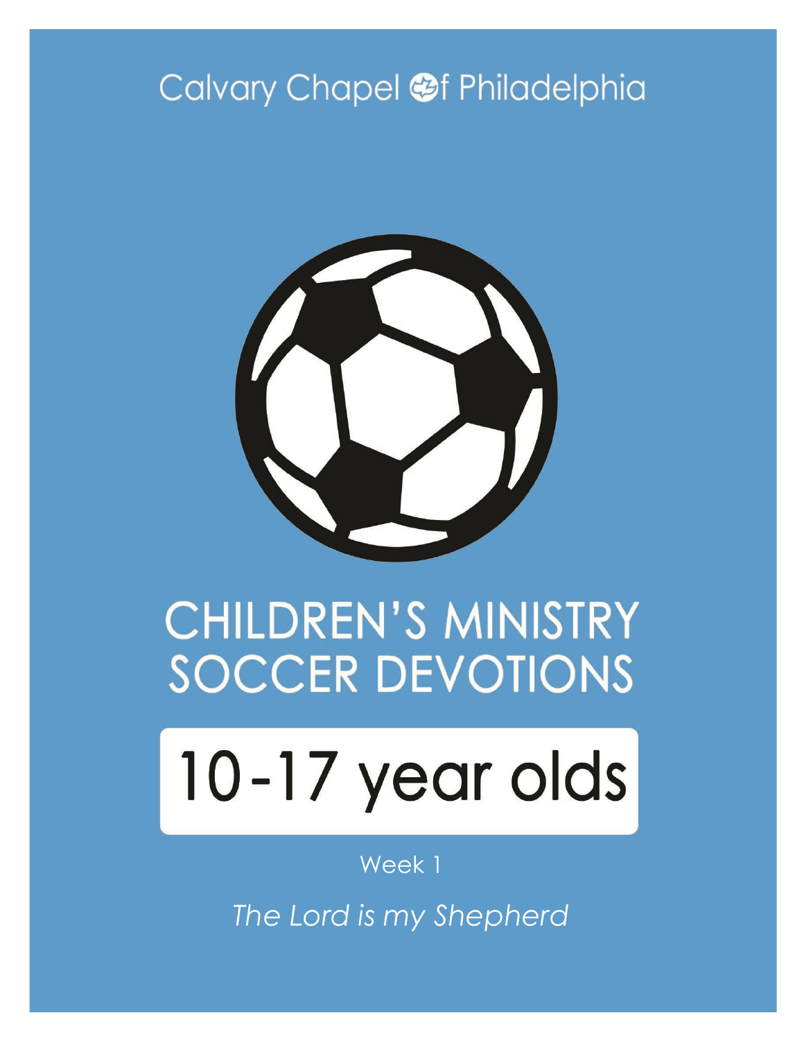Calvary Chapel of Philadelphia

# CHILDREN'S MINISTRY SOCCER DEVOTIONS

## 10-17 year olds

Week 1

*The Lord is my Shepherd*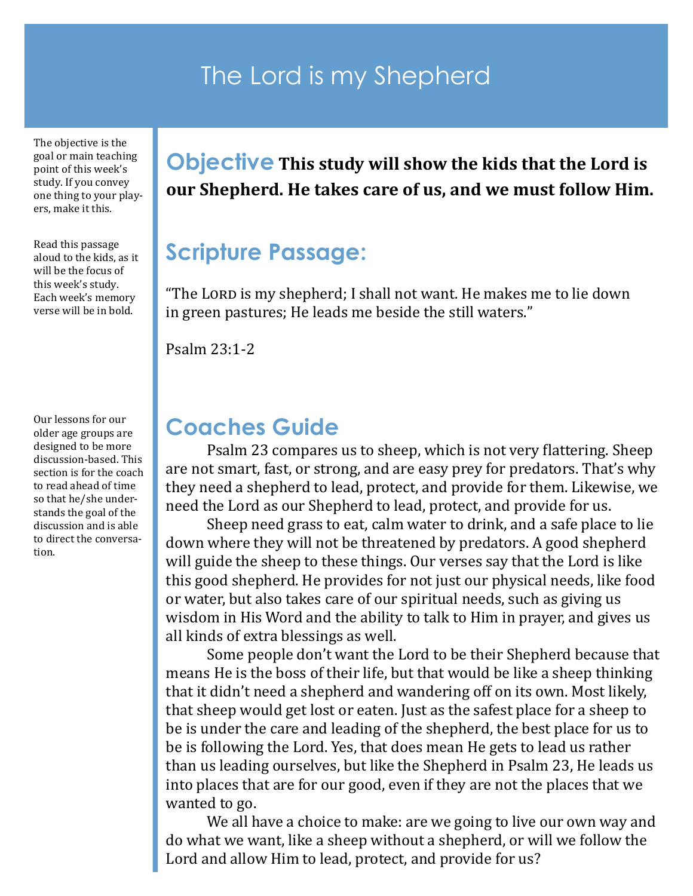# The Lord is my Shepherd

The objective is the goal or main teaching point of this week's study. If you convey one thing to your players, make it this.

## Objective

**This study will show the kids that the Lord is our Shepherd. He takes care of us, and we must follow Him.**

Read this passage aloud to the kids, as it will be the focus of this week's study. Each week's memory verse will be in bold.

## Scripture Passage:

"The LORD is my shepherd; I shall not want. He makes me to lie down in green pastures; He leads me beside the still waters."

Psalm 23:1-2

Our lessons for our older age groups are designed to be more discussion-based. This section is for the coach to read ahead of time so that he/she understands the goal of the discussion and is able to direct the conversation.

## Coaches Guide

Psalm 23 compares us to sheep, which is not very flattering. Sheep are not smart, fast, or strong, and are easy prey for predators. That's why they need a shepherd to lead, protect, and provide for them. Likewise, we need the Lord as our Shepherd to lead, protect, and provide for us.

Sheep need grass to eat, calm water to drink, and a safe place to lie down where they will not be threatened by predators. A good shepherd will guide the sheep to these things. Our verses say that the Lord is like this good shepherd. He provides for not just our physical needs, like food or water, but also takes care of our spiritual needs, such as giving us wisdom in His Word and the ability to talk to Him in prayer, and gives us all kinds of extra blessings as well.

Some people don't want the Lord to be their Shepherd because that means He is the boss of their life, but that would be like a sheep thinking that it didn't need a shepherd and wandering off on its own. Most likely, that sheep would get lost or eaten. Just as the safest place for a sheep to be is under the care and leading of the shepherd, the best place for us to be is following the Lord. Yes, that does mean He gets to lead us rather than us leading ourselves, but like the Shepherd in Psalm 23, He leads us into places that are for our good, even if they are not the places that we wanted to go.

We all have a choice to make: are we going to live our own way and do what we want, like a sheep without a shepherd, or will we follow the Lord and allow Him to lead, protect, and provide for us?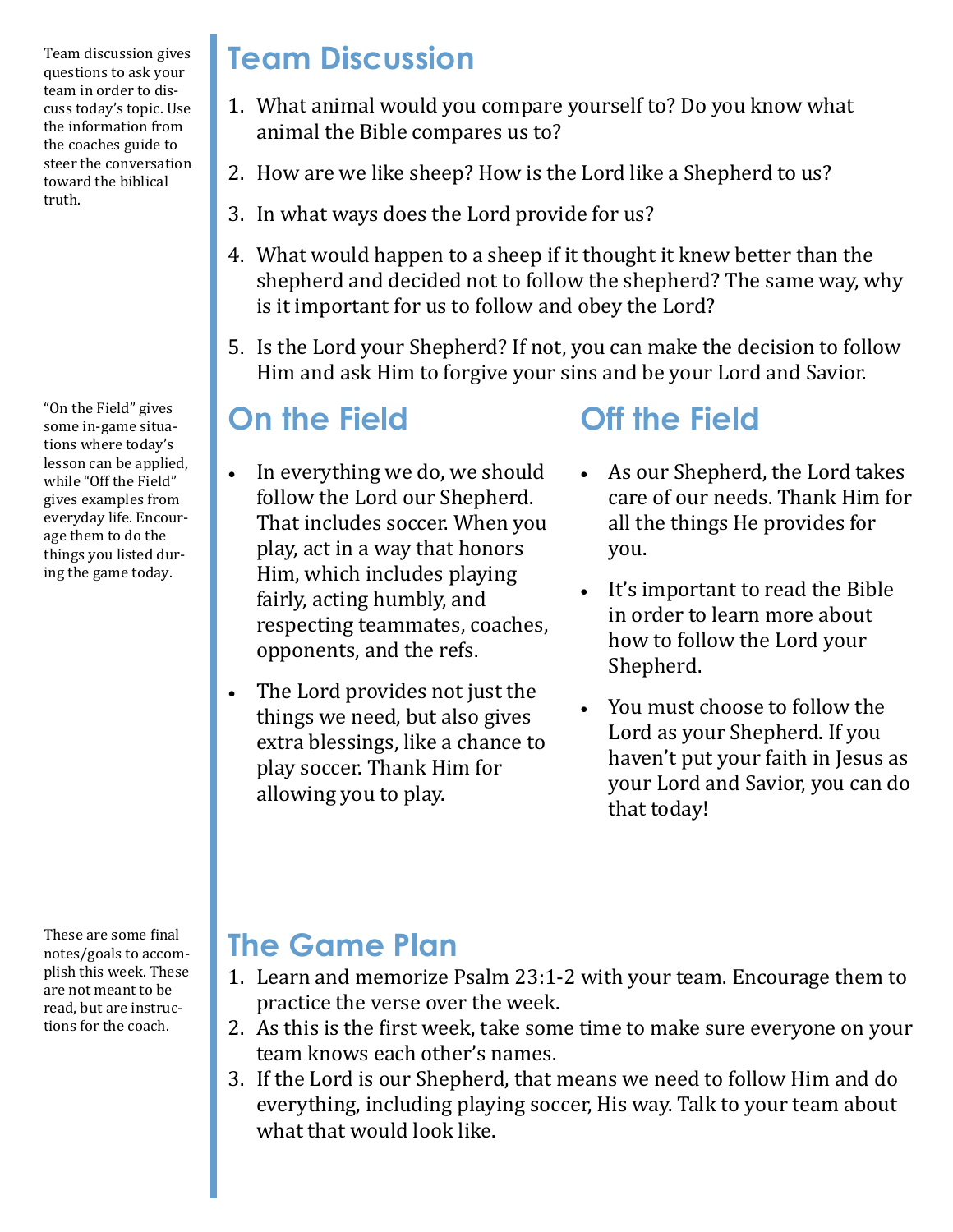Team discussion gives questions to ask your team in order to discuss today's topic. Use the information from the coaches guide to steer the conversation toward the biblical truth.

## Team Discussion

1. What animal would you compare yourself to? Do you know what animal the Bible compares us to?
2. How are we like sheep? How is the Lord like a Shepherd to us?
3. In what ways does the Lord provide for us?
4. What would happen to a sheep if it thought it knew better than the shepherd and decided not to follow the shepherd? The same way, why is it important for us to follow and obey the Lord?
5. Is the Lord your Shepherd? If not, you can make the decision to follow Him and ask Him to forgive your sins and be your Lord and Savior.

"On the Field" gives some in-game situations where today's lesson can be applied, while "Off the Field" gives examples from everyday life. Encourage them to do the things you listed during the game today.

## On the Field

- In everything we do, we should follow the Lord our Shepherd. That includes soccer. When you play, act in a way that honors Him, which includes playing fairly, acting humbly, and respecting teammates, coaches, opponents, and the refs.
- The Lord provides not just the things we need, but also gives extra blessings, like a chance to play soccer. Thank Him for allowing you to play.

## Off the Field

- As our Shepherd, the Lord takes care of our needs. Thank Him for all the things He provides for you.
- It's important to read the Bible in order to learn more about how to follow the Lord your Shepherd.
- You must choose to follow the Lord as your Shepherd. If you haven't put your faith in Jesus as your Lord and Savior, you can do that today!

These are some final notes/goals to accomplish this week. These are not meant to be read, but are instructions for the coach.

## The Game Plan

1. Learn and memorize Psalm 23:1-2 with your team. Encourage them to practice the verse over the week.
2. As this is the first week, take some time to make sure everyone on your team knows each other's names.
3. If the Lord is our Shepherd, that means we need to follow Him and do everything, including playing soccer, His way. Talk to your team about what that would look like.